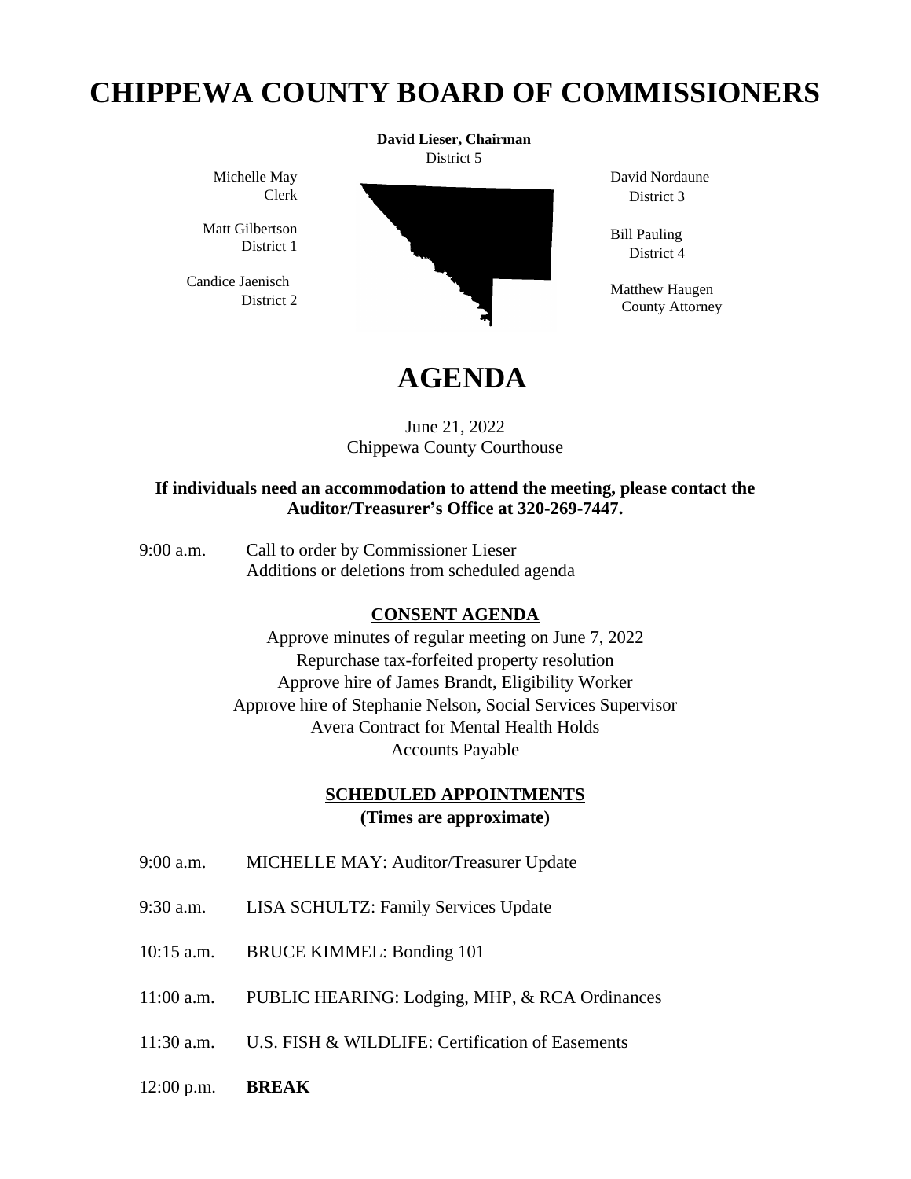# CHIPPEWA COUNTY BOARD OF COMMISSIONERS

**David Lieser, Chairman**
District 5

Michelle May
Clerk

Matt Gilbertson
District 1

Candice Jaenisch
District 2

David Nordaune
District 3

Bill Pauling
District 4

Matthew Haugen
County Attorney

# AGENDA

June 21, 2022
Chippewa County Courthouse

**If individuals need an accommodation to attend the meeting, please contact the Auditor/Treasurer's Office at 320-269-7447.**

9:00 a.m. Call to order by Commissioner Lieser
Additions or deletions from scheduled agenda

**CONSENT AGENDA**

Approve minutes of regular meeting on June 7, 2022
Repurchase tax-forfeited property resolution
Approve hire of James Brandt, Eligibility Worker
Approve hire of Stephanie Nelson, Social Services Supervisor
Avera Contract for Mental Health Holds
Accounts Payable

**SCHEDULED APPOINTMENTS**
**(Times are approximate)**

9:00 a.m. MICHELLE MAY: Auditor/Treasurer Update

9:30 a.m. LISA SCHULTZ: Family Services Update

10:15 a.m. BRUCE KIMMEL: Bonding 101

11:00 a.m. PUBLIC HEARING: Lodging, MHP, & RCA Ordinances

11:30 a.m. U.S. FISH & WILDLIFE: Certification of Easements

12:00 p.m. **BREAK**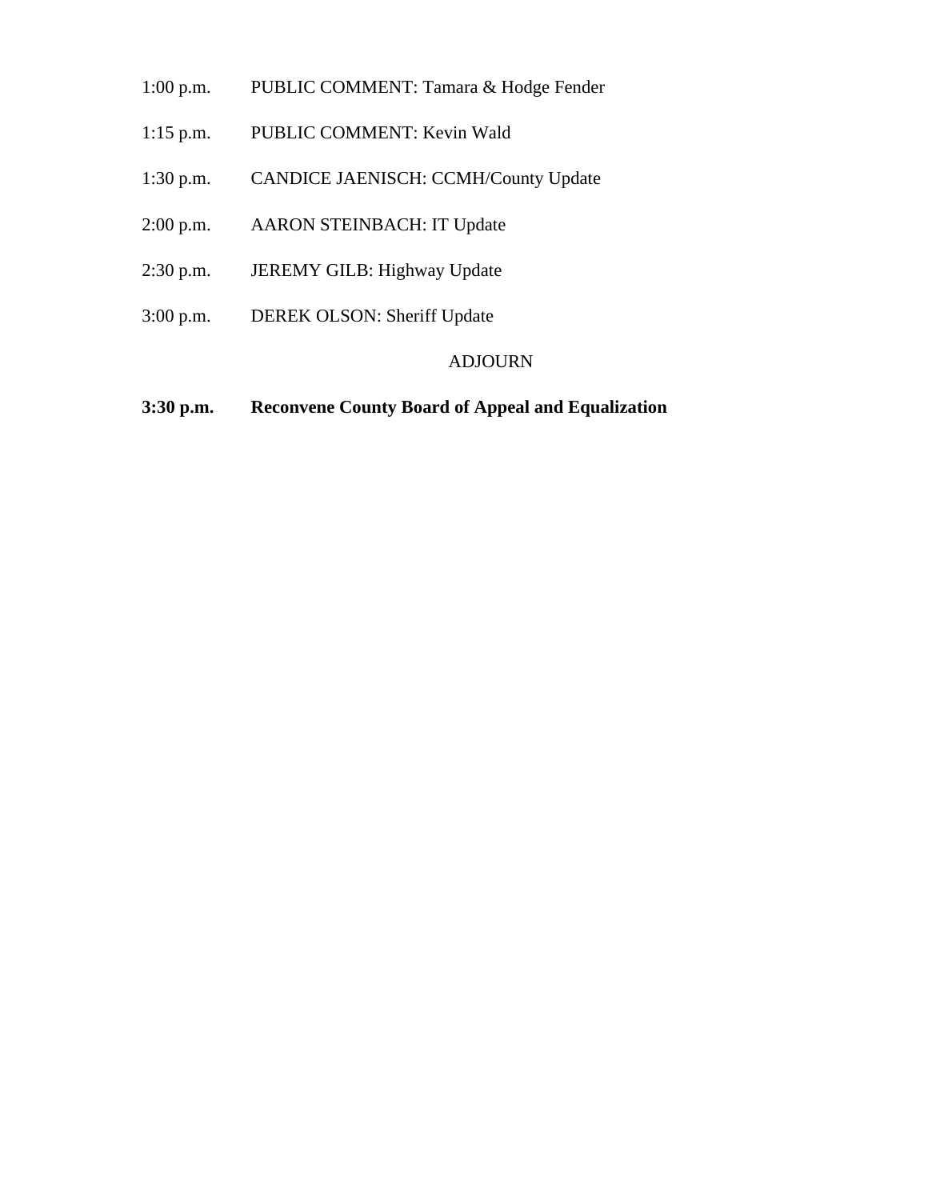1:00 p.m. PUBLIC COMMENT: Tamara & Hodge Fender

1:15 p.m. PUBLIC COMMENT: Kevin Wald

1:30 p.m. CANDICE JAENISCH: CCMH/County Update

2:00 p.m. AARON STEINBACH: IT Update

2:30 p.m. JEREMY GILB: Highway Update

3:00 p.m. DEREK OLSON: Sheriff Update

ADJOURN

**3:30 p.m. Reconvene County Board of Appeal and Equalization**